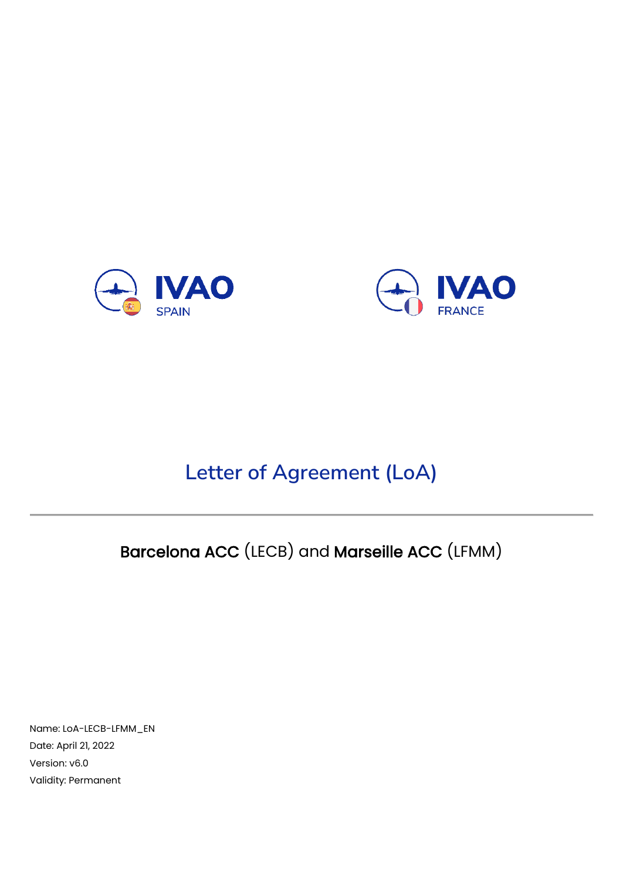IVAO SPAIN

IVAO FRANCE

# Letter of Agreement (LoA)

## **Barcelona ACC** (LECB) and **Marseille ACC** (LFMM)

Name: LoA-LECB-LFMM_EN
Date: April 21, 2022
Version: v6.0
Validity: Permanent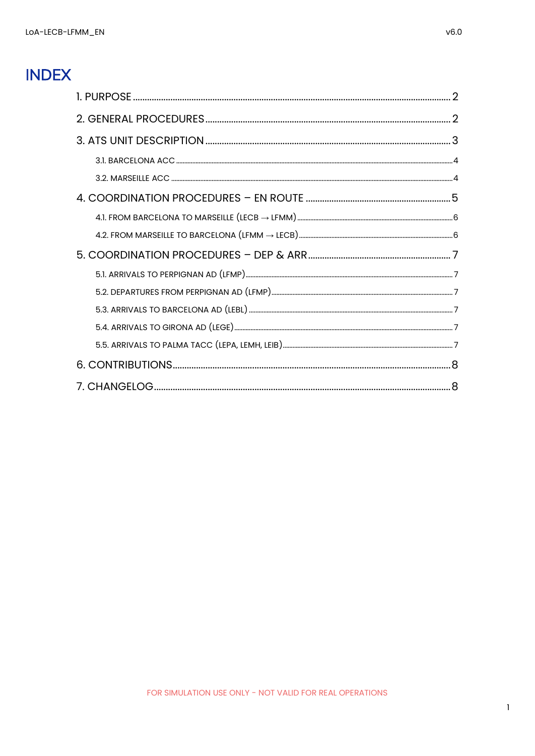# INDEX

1. PURPOSE ........ 2
2. GENERAL PROCEDURES ........ 2
3. ATS UNIT DESCRIPTION ........ 3
   - 3.1. BARCELONA ACC ........ 4
   - 3.2. MARSEILLE ACC ........ 4
4. COORDINATION PROCEDURES – EN ROUTE ........ 5
   - 4.1. FROM BARCELONA TO MARSEILLE (LECB → LFMM) ........ 6
   - 4.2. FROM MARSEILLE TO BARCELONA (LFMM → LECB) ........ 6
5. COORDINATION PROCEDURES – DEP & ARR ........ 7
   - 5.1. ARRIVALS TO PERPIGNAN AD (LFMP) ........ 7
   - 5.2. DEPARTURES FROM PERPIGNAN AD (LFMP) ........ 7
   - 5.3. ARRIVALS TO BARCELONA AD (LEBL) ........ 7
   - 5.4. ARRIVALS TO GIRONA AD (LEGE) ........ 7
   - 5.5. ARRIVALS TO PALMA TACC (LEPA, LEMH, LEIB) ........ 7
6. CONTRIBUTIONS ........ 8
7. CHANGELOG ........ 8

FOR SIMULATION USE ONLY - NOT VALID FOR REAL OPERATIONS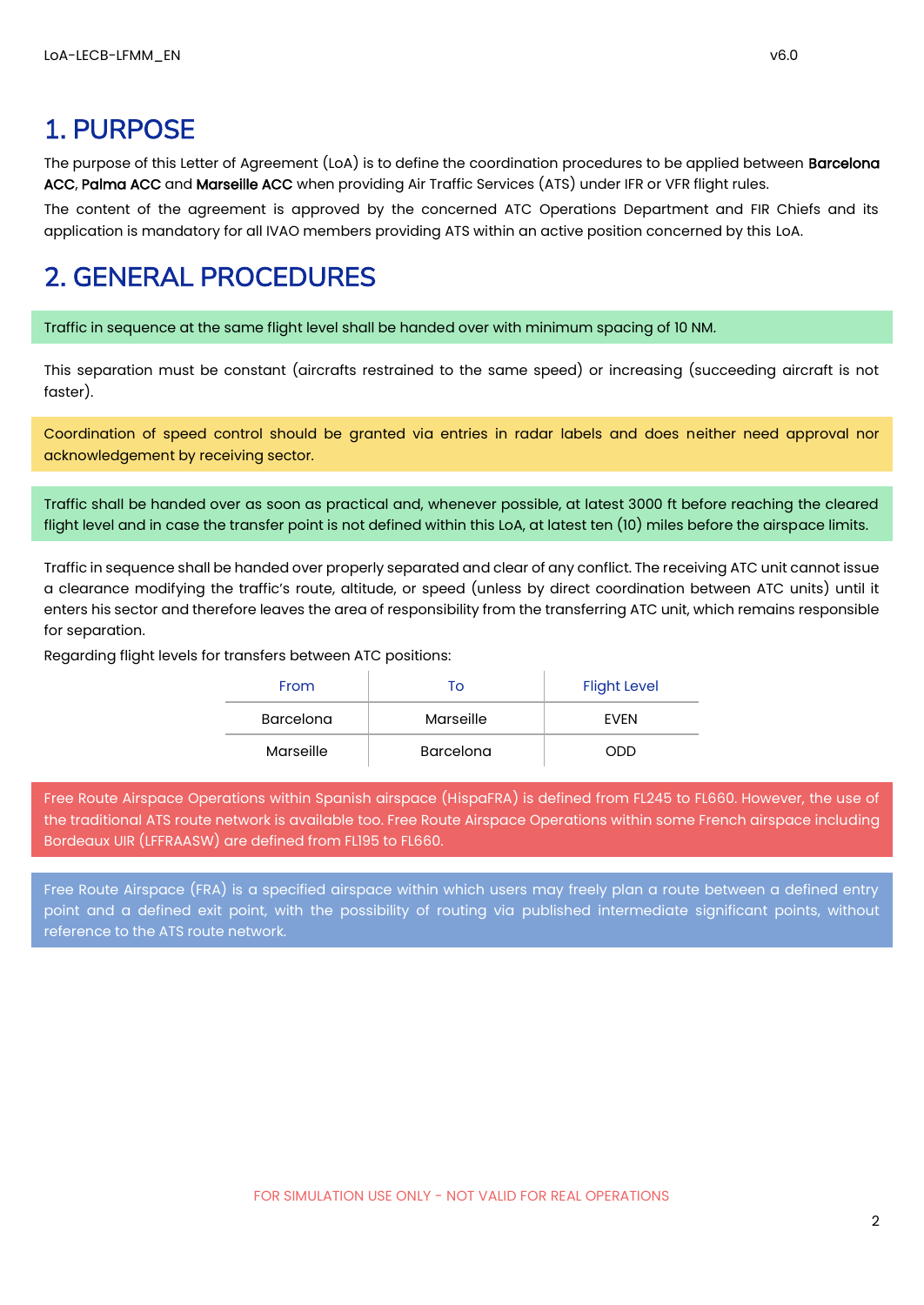# 1. PURPOSE

The purpose of this Letter of Agreement (LoA) is to define the coordination procedures to be applied between **Barcelona ACC**, **Palma ACC** and **Marseille ACC** when providing Air Traffic Services (ATS) under IFR or VFR flight rules.

The content of the agreement is approved by the concerned ATC Operations Department and FIR Chiefs and its application is mandatory for all IVAO members providing ATS within an active position concerned by this LoA.

# 2. GENERAL PROCEDURES

Traffic in sequence at the same flight level shall be handed over with minimum spacing of 10 NM.

This separation must be constant (aircrafts restrained to the same speed) or increasing (succeeding aircraft is not faster).

Coordination of speed control should be granted via entries in radar labels and does neither need approval nor acknowledgement by receiving sector.

Traffic shall be handed over as soon as practical and, whenever possible, at latest 3000 ft before reaching the cleared flight level and in case the transfer point is not defined within this LoA, at latest ten (10) miles before the airspace limits.

Traffic in sequence shall be handed over properly separated and clear of any conflict. The receiving ATC unit cannot issue a clearance modifying the traffic's route, altitude, or speed (unless by direct coordination between ATC units) until it enters his sector and therefore leaves the area of responsibility from the transferring ATC unit, which remains responsible for separation.

Regarding flight levels for transfers between ATC positions:

| From | To | Flight Level |
|---|---|---|
| Barcelona | Marseille | EVEN |
| Marseille | Barcelona | ODD |

Free Route Airspace Operations within Spanish airspace (HispaFRA) is defined from FL245 to FL660. However, the use of the traditional ATS route network is available too. Free Route Airspace Operations within some French airspace including Bordeaux UIR (LFFRAASW) are defined from FL195 to FL660.

Free Route Airspace (FRA) is a specified airspace within which users may freely plan a route between a defined entry point and a defined exit point, with the possibility of routing via published intermediate significant points, without reference to the ATS route network.

FOR SIMULATION USE ONLY - NOT VALID FOR REAL OPERATIONS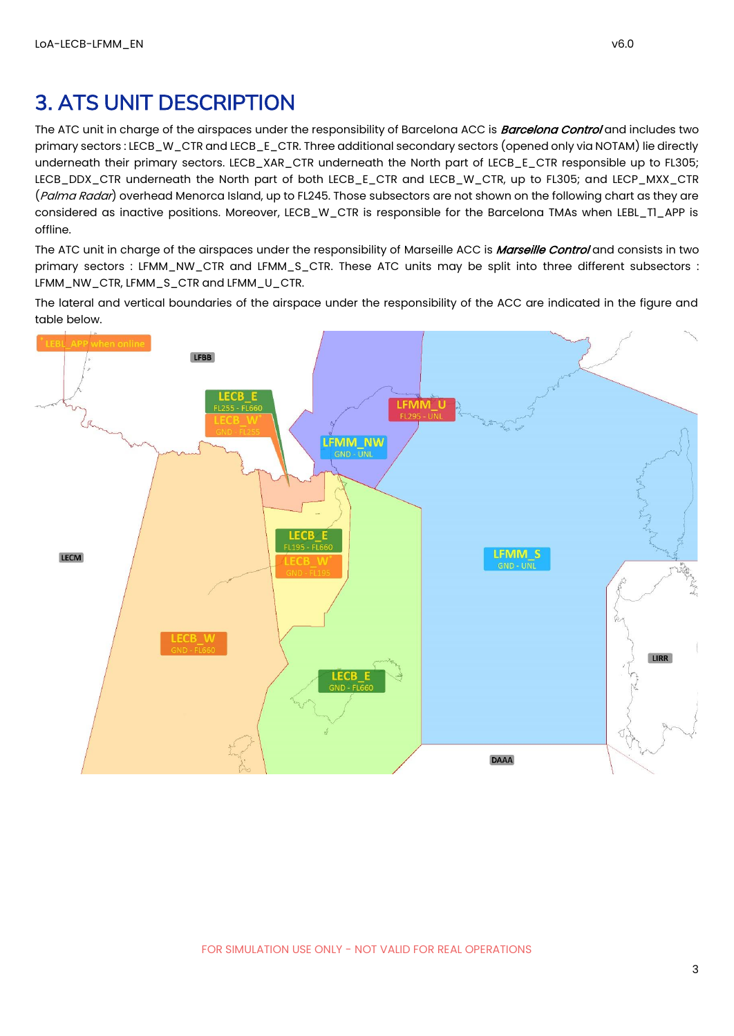# 3. ATS UNIT DESCRIPTION

The ATC unit in charge of the airspaces under the responsibility of Barcelona ACC is ***Barcelona Control*** and includes two primary sectors : LECB_W_CTR and LECB_E_CTR. Three additional secondary sectors (opened only via NOTAM) lie directly underneath their primary sectors. LECB_XAR_CTR underneath the North part of LECB_E_CTR responsible up to FL305; LECB_DDX_CTR underneath the North part of both LECB_E_CTR and LECB_W_CTR, up to FL305; and LECP_MXX_CTR (*Palma Radar*) overhead Menorca Island, up to FL245. Those subsectors are not shown on the following chart as they are considered as inactive positions. Moreover, LECB_W_CTR is responsible for the Barcelona TMAs when LEBL_T1_APP is offline.

The ATC unit in charge of the airspaces under the responsibility of Marseille ACC is ***Marseille Control*** and consists in two primary sectors : LFMM_NW_CTR and LFMM_S_CTR. These ATC units may be split into three different subsectors : LFMM_NW_CTR, LFMM_S_CTR and LFMM_U_CTR.

The lateral and vertical boundaries of the airspace under the responsibility of the ACC are indicated in the figure and table below.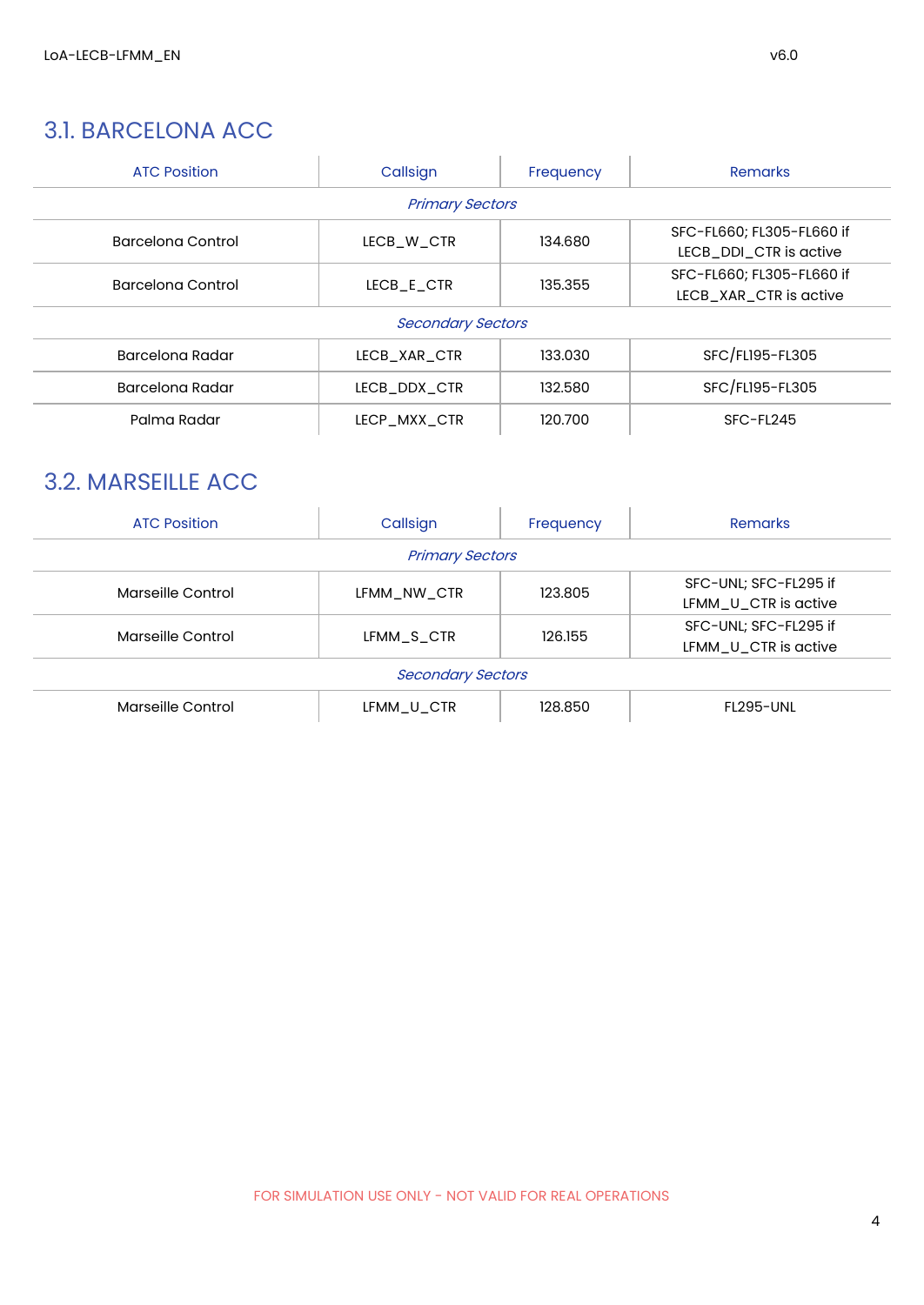## 3.1. BARCELONA ACC

| ATC Position | Callsign | Frequency | Remarks |
|---|---|---|---|
| *Primary Sectors* | | | |
| Barcelona Control | LECB_W_CTR | 134.680 | SFC-FL660; FL305-FL660 if LECB_DDI_CTR is active |
| Barcelona Control | LECB_E_CTR | 135.355 | SFC-FL660; FL305-FL660 if LECB_XAR_CTR is active |
| *Secondary Sectors* | | | |
| Barcelona Radar | LECB_XAR_CTR | 133.030 | SFC/FL195-FL305 |
| Barcelona Radar | LECB_DDX_CTR | 132.580 | SFC/FL195-FL305 |
| Palma Radar | LECP_MXX_CTR | 120.700 | SFC-FL245 |

## 3.2. MARSEILLE ACC

| ATC Position | Callsign | Frequency | Remarks |
|---|---|---|---|
| *Primary Sectors* | | | |
| Marseille Control | LFMM_NW_CTR | 123.805 | SFC-UNL; SFC-FL295 if LFMM_U_CTR is active |
| Marseille Control | LFMM_S_CTR | 126.155 | SFC-UNL; SFC-FL295 if LFMM_U_CTR is active |
| *Secondary Sectors* | | | |
| Marseille Control | LFMM_U_CTR | 128.850 | FL295-UNL |

FOR SIMULATION USE ONLY - NOT VALID FOR REAL OPERATIONS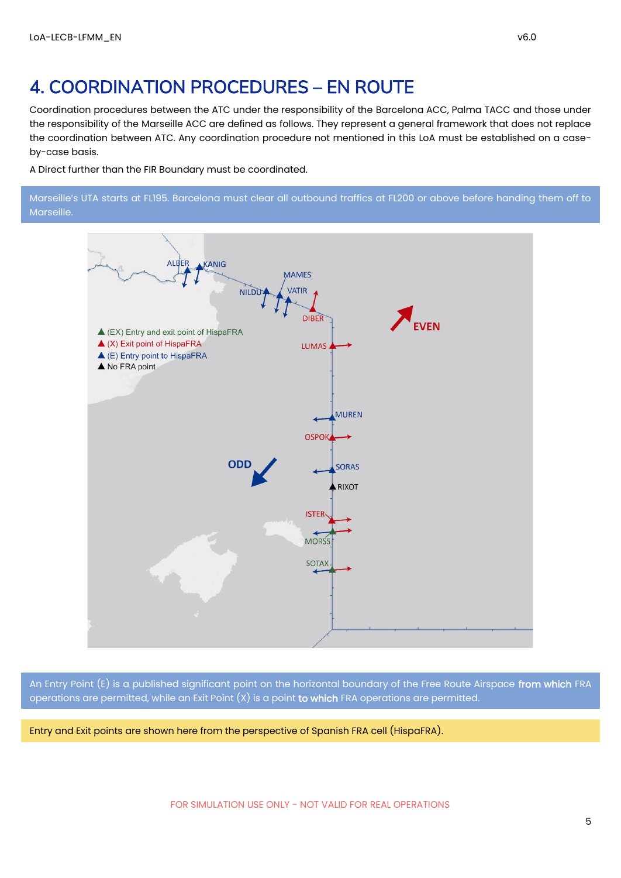# 4. COORDINATION PROCEDURES – EN ROUTE

Coordination procedures between the ATC under the responsibility of the Barcelona ACC, Palma TACC and those under the responsibility of the Marseille ACC are defined as follows. They represent a general framework that does not replace the coordination between ATC. Any coordination procedure not mentioned in this LoA must be established on a case-by-case basis.

A Direct further than the FIR Boundary must be coordinated.

Marseille's UTA starts at FL195. Barcelona must clear all outbound traffics at FL200 or above before handing them off to Marseille.

▲ (EX) Entry and exit point of HispaFRA
▲ (X) Exit point of HispaFRA
▲ (E) Entry point to HispaFRA
▲ No FRA point

ALBER, KANIG, MAMES, NILDU, VATIR, DIBER, LUMAS, MUREN, OSPOK, SORAS, RIXOT, ISTER, MORSS, SOTAX

EVEN

ODD

An Entry Point (E) is a published significant point on the horizontal boundary of the Free Route Airspace **from which** FRA operations are permitted, while an Exit Point (X) is a point **to which** FRA operations are permitted.

Entry and Exit points are shown here from the perspective of Spanish FRA cell (HispaFRA).

FOR SIMULATION USE ONLY - NOT VALID FOR REAL OPERATIONS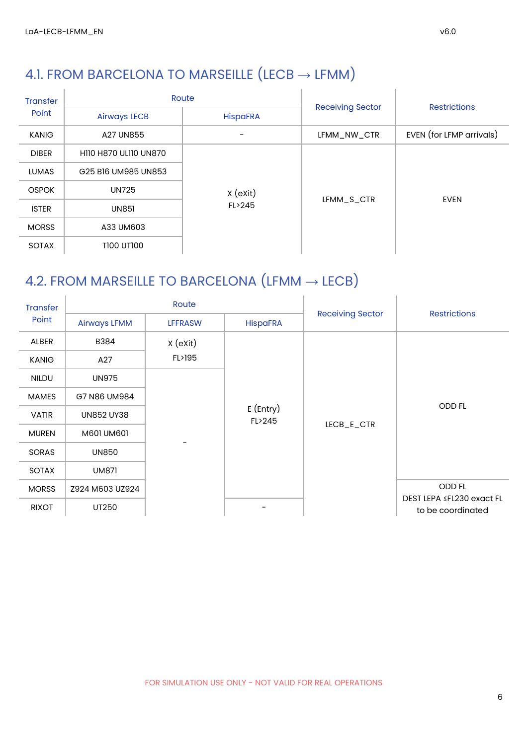## 4.1. FROM BARCELONA TO MARSEILLE (LECB → LFMM)

| Transfer Point | Route | | Receiving Sector | Restrictions |
|---|---|---|---|---|
| | Airways LECB | HispaFRA | | |
| KANIG | A27 UN855 | - | LFMM_NW_CTR | EVEN (for LFMP arrivals) |
| DIBER | H110 H870 UL110 UN870 | X (eXit) FL>245 | LFMM_S_CTR | EVEN |
| LUMAS | G25 B16 UM985 UN853 | X (eXit) FL>245 | LFMM_S_CTR | EVEN |
| OSPOK | UN725 | X (eXit) FL>245 | LFMM_S_CTR | EVEN |
| ISTER | UN851 | X (eXit) FL>245 | LFMM_S_CTR | EVEN |
| MORSS | A33 UM603 | X (eXit) FL>245 | LFMM_S_CTR | EVEN |
| SOTAX | T100 UT100 | X (eXit) FL>245 | LFMM_S_CTR | EVEN |

## 4.2. FROM MARSEILLE TO BARCELONA (LFMM → LECB)

| Transfer Point | Route | | | Receiving Sector | Restrictions |
|---|---|---|---|---|---|
| | Airways LFMM | LFFRASW | HispaFRA | | |
| ALBER | B384 | X (eXit) FL>195 | E (Entry) FL>245 | LECB_E_CTR | ODD FL |
| KANIG | A27 | X (eXit) FL>195 | E (Entry) FL>245 | LECB_E_CTR | ODD FL |
| NILDU | UN975 | - | E (Entry) FL>245 | LECB_E_CTR | ODD FL |
| MAMES | G7 N86 UM984 | - | E (Entry) FL>245 | LECB_E_CTR | ODD FL |
| VATIR | UN852 UY38 | - | E (Entry) FL>245 | LECB_E_CTR | ODD FL |
| MUREN | M601 UM601 | - | E (Entry) FL>245 | LECB_E_CTR | ODD FL |
| SORAS | UN850 | - | E (Entry) FL>245 | LECB_E_CTR | ODD FL |
| SOTAX | UM871 | - | E (Entry) FL>245 | LECB_E_CTR | ODD FL |
| MORSS | Z924 M603 UZ924 | - | E (Entry) FL>245 | LECB_E_CTR | ODD FL DEST LEPA ≤FL230 exact FL to be coordinated |
| RIXOT | UT250 | - | - | LECB_E_CTR | ODD FL DEST LEPA ≤FL230 exact FL to be coordinated |

FOR SIMULATION USE ONLY - NOT VALID FOR REAL OPERATIONS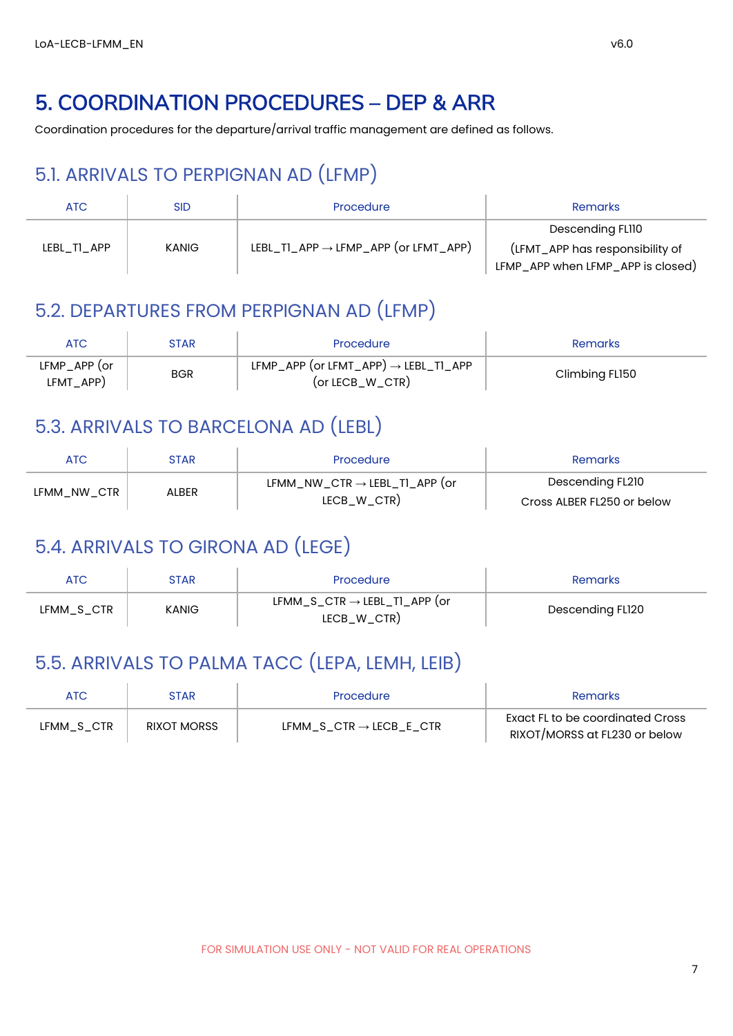# 5. COORDINATION PROCEDURES – DEP & ARR

Coordination procedures for the departure/arrival traffic management are defined as follows.

## 5.1. ARRIVALS TO PERPIGNAN AD (LFMP)

| ATC | SID | Procedure | Remarks |
|---|---|---|---|
| LEBL_T1_APP | KANIG | LEBL_T1_APP → LFMP_APP (or LFMT_APP) | Descending FL110 (LFMT_APP has responsibility of LFMP_APP when LFMP_APP is closed) |

## 5.2. DEPARTURES FROM PERPIGNAN AD (LFMP)

| ATC | STAR | Procedure | Remarks |
|---|---|---|---|
| LFMP_APP (or LFMT_APP) | BGR | LFMP_APP (or LFMT_APP) → LEBL_T1_APP (or LECB_W_CTR) | Climbing FL150 |

## 5.3. ARRIVALS TO BARCELONA AD (LEBL)

| ATC | STAR | Procedure | Remarks |
|---|---|---|---|
| LFMM_NW_CTR | ALBER | LFMM_NW_CTR → LEBL_T1_APP (or LECB_W_CTR) | Descending FL210 Cross ALBER FL250 or below |

## 5.4. ARRIVALS TO GIRONA AD (LEGE)

| ATC | STAR | Procedure | Remarks |
|---|---|---|---|
| LFMM_S_CTR | KANIG | LFMM_S_CTR → LEBL_T1_APP (or LECB_W_CTR) | Descending FL120 |

## 5.5. ARRIVALS TO PALMA TACC (LEPA, LEMH, LEIB)

| ATC | STAR | Procedure | Remarks |
|---|---|---|---|
| LFMM_S_CTR | RIXOT MORSS | LFMM_S_CTR → LECB_E_CTR | Exact FL to be coordinated Cross RIXOT/MORSS at FL230 or below |

FOR SIMULATION USE ONLY - NOT VALID FOR REAL OPERATIONS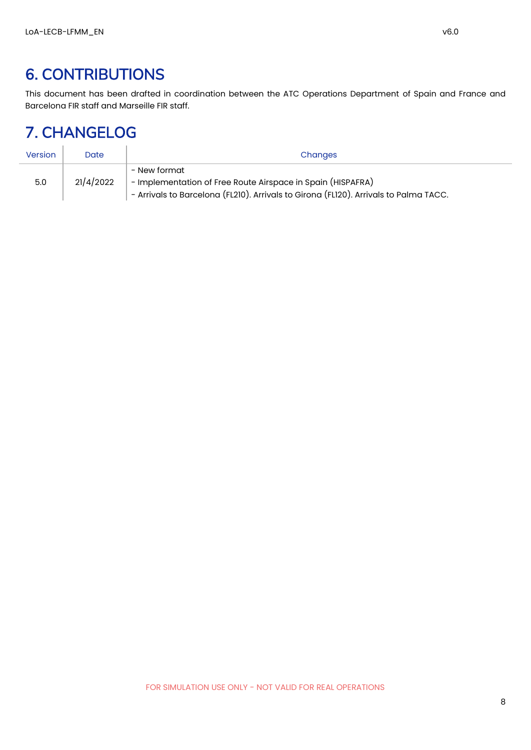# 6. CONTRIBUTIONS

This document has been drafted in coordination between the ATC Operations Department of Spain and France and Barcelona FIR staff and Marseille FIR staff.

# 7. CHANGELOG

| Version | Date | Changes |
|---|---|---|
| 5.0 | 21/4/2022 | - New format<br>- Implementation of Free Route Airspace in Spain (HISPAFRA)<br>- Arrivals to Barcelona (FL210). Arrivals to Girona (FL120). Arrivals to Palma TACC. |

FOR SIMULATION USE ONLY - NOT VALID FOR REAL OPERATIONS